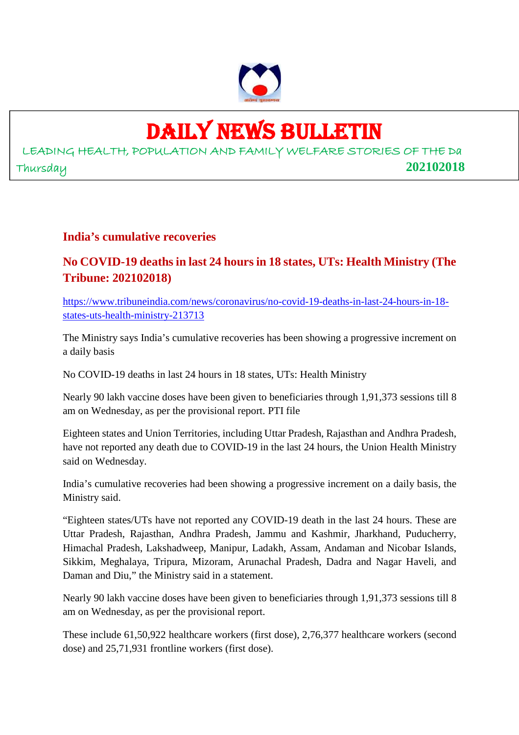# DAILY NEWS BULLETIN

LEADING HEALTH, POPULATION AND FAMILY WELFARE STORIES OF THE Da

Thursday **202102018**

## India's cumulative recoveries

## No COVID-19 deaths in last 24 hours in 18 states, UTs: Health Ministry (The Tribune: 202102018)

https://www.tribuneindia.com/news/coronavirus/no-covid-19-deaths-in-last-24-hours-in-18-states-uts-health-ministry-213713

The Ministry says India's cumulative recoveries has been showing a progressive increment on a daily basis

No COVID-19 deaths in last 24 hours in 18 states, UTs: Health Ministry

Nearly 90 lakh vaccine doses have been given to beneficiaries through 1,91,373 sessions till 8 am on Wednesday, as per the provisional report. PTI file

Eighteen states and Union Territories, including Uttar Pradesh, Rajasthan and Andhra Pradesh, have not reported any death due to COVID-19 in the last 24 hours, the Union Health Ministry said on Wednesday.

India's cumulative recoveries had been showing a progressive increment on a daily basis, the Ministry said.

"Eighteen states/UTs have not reported any COVID-19 death in the last 24 hours. These are Uttar Pradesh, Rajasthan, Andhra Pradesh, Jammu and Kashmir, Jharkhand, Puducherry, Himachal Pradesh, Lakshadweep, Manipur, Ladakh, Assam, Andaman and Nicobar Islands, Sikkim, Meghalaya, Tripura, Mizoram, Arunachal Pradesh, Dadra and Nagar Haveli, and Daman and Diu," the Ministry said in a statement.

Nearly 90 lakh vaccine doses have been given to beneficiaries through 1,91,373 sessions till 8 am on Wednesday, as per the provisional report.

These include 61,50,922 healthcare workers (first dose), 2,76,377 healthcare workers (second dose) and 25,71,931 frontline workers (first dose).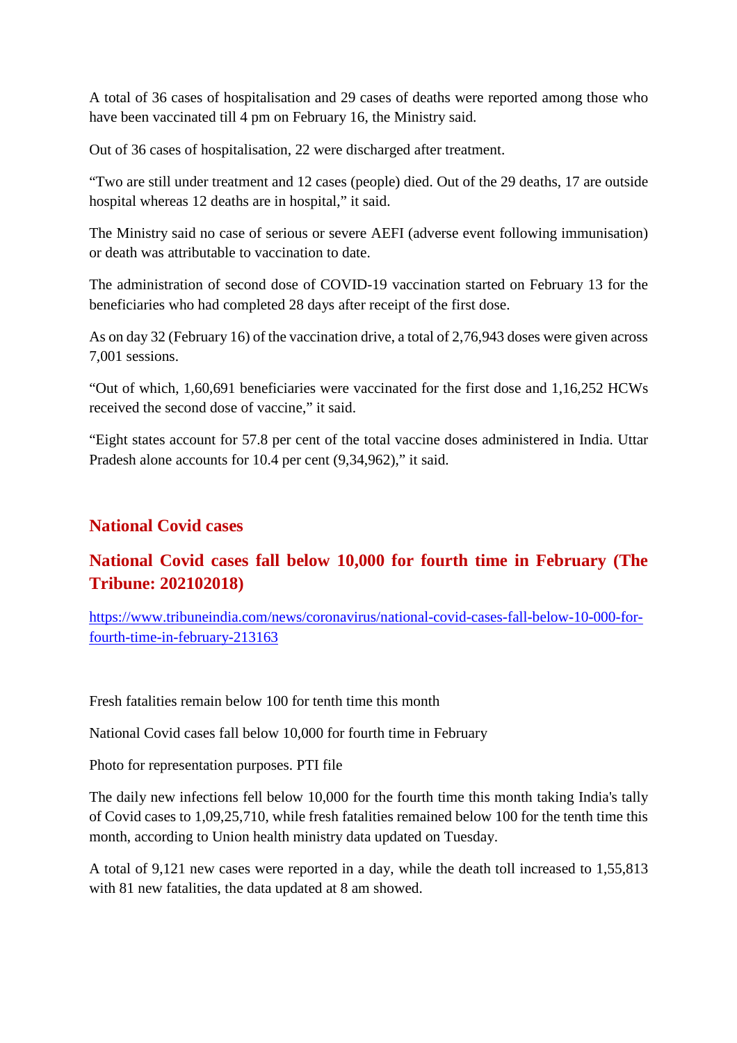A total of 36 cases of hospitalisation and 29 cases of deaths were reported among those who have been vaccinated till 4 pm on February 16, the Ministry said.

Out of 36 cases of hospitalisation, 22 were discharged after treatment.

"Two are still under treatment and 12 cases (people) died. Out of the 29 deaths, 17 are outside hospital whereas 12 deaths are in hospital," it said.

The Ministry said no case of serious or severe AEFI (adverse event following immunisation) or death was attributable to vaccination to date.

The administration of second dose of COVID-19 vaccination started on February 13 for the beneficiaries who had completed 28 days after receipt of the first dose.

As on day 32 (February 16) of the vaccination drive, a total of 2,76,943 doses were given across 7,001 sessions.

"Out of which, 1,60,691 beneficiaries were vaccinated for the first dose and 1,16,252 HCWs received the second dose of vaccine," it said.

"Eight states account for 57.8 per cent of the total vaccine doses administered in India. Uttar Pradesh alone accounts for 10.4 per cent (9,34,962)," it said.

## National Covid cases

## National Covid cases fall below 10,000 for fourth time in February (The Tribune: 202102018)

https://www.tribuneindia.com/news/coronavirus/national-covid-cases-fall-below-10-000-for-fourth-time-in-february-213163

Fresh fatalities remain below 100 for tenth time this month

National Covid cases fall below 10,000 for fourth time in February

Photo for representation purposes. PTI file

The daily new infections fell below 10,000 for the fourth time this month taking India's tally of Covid cases to 1,09,25,710, while fresh fatalities remained below 100 for the tenth time this month, according to Union health ministry data updated on Tuesday.

A total of 9,121 new cases were reported in a day, while the death toll increased to 1,55,813 with 81 new fatalities, the data updated at 8 am showed.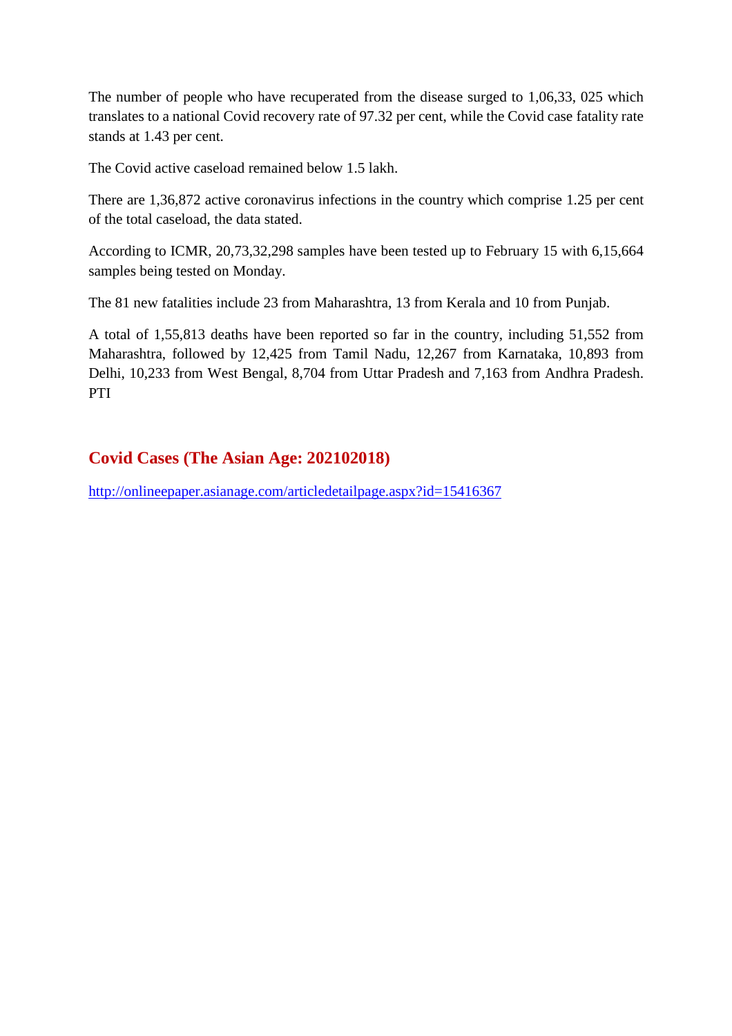The number of people who have recuperated from the disease surged to 1,06,33, 025 which translates to a national Covid recovery rate of 97.32 per cent, while the Covid case fatality rate stands at 1.43 per cent.

The Covid active caseload remained below 1.5 lakh.

There are 1,36,872 active coronavirus infections in the country which comprise 1.25 per cent of the total caseload, the data stated.

According to ICMR, 20,73,32,298 samples have been tested up to February 15 with 6,15,664 samples being tested on Monday.

The 81 new fatalities include 23 from Maharashtra, 13 from Kerala and 10 from Punjab.

A total of 1,55,813 deaths have been reported so far in the country, including 51,552 from Maharashtra, followed by 12,425 from Tamil Nadu, 12,267 from Karnataka, 10,893 from Delhi, 10,233 from West Bengal, 8,704 from Uttar Pradesh and 7,163 from Andhra Pradesh. PTI

## Covid Cases (The Asian Age: 202102018)

http://onlineepaper.asianage.com/articledetailpage.aspx?id=15416367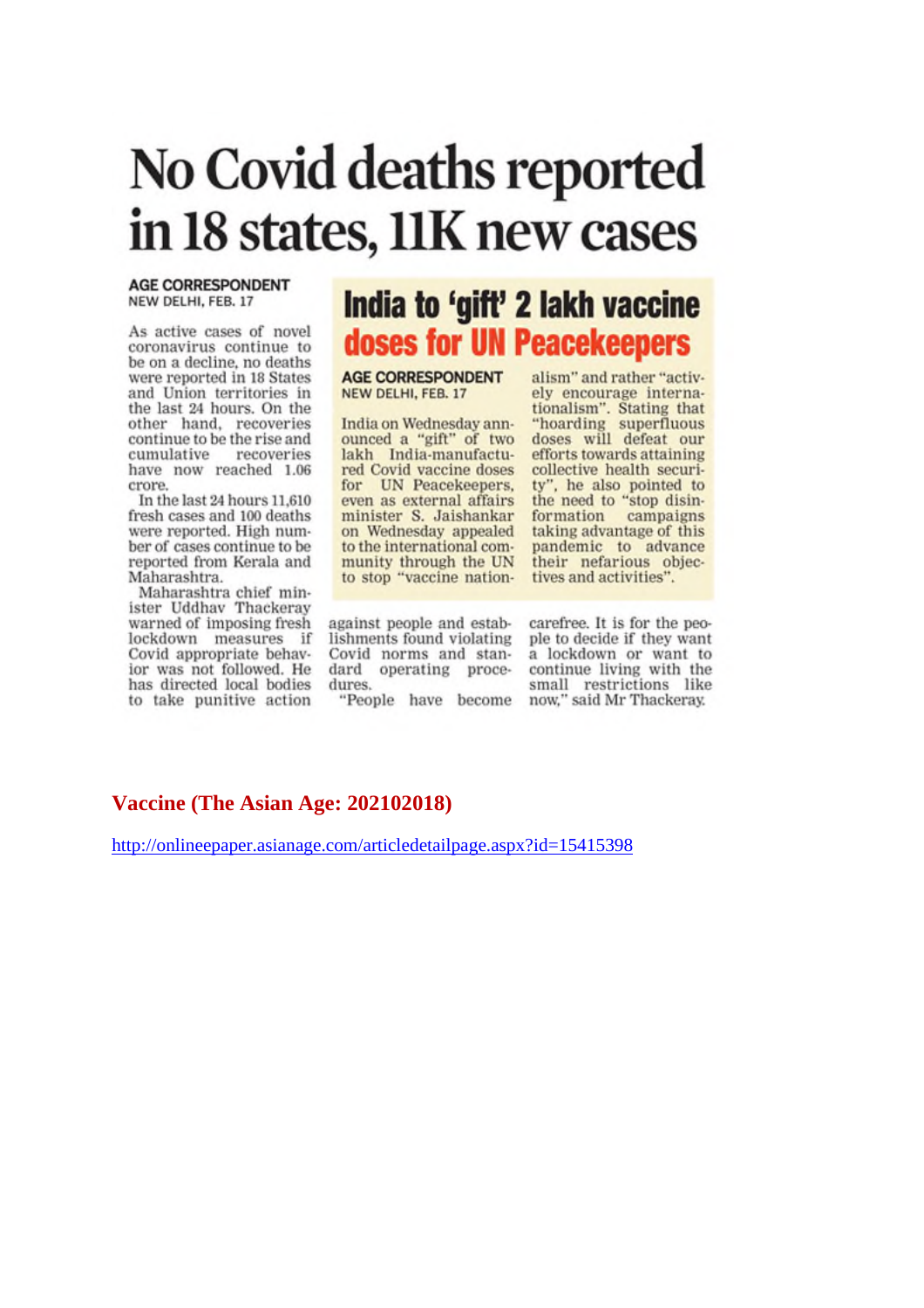# No Covid deaths reported in 18 states, 11K new cases

**AGE CORRESPONDENT**
NEW DELHI, FEB. 17

As active cases of novel coronavirus continue to be on a decline, no deaths were reported in 18 States and Union territories in the last 24 hours. On the other hand, recoveries continue to be the rise and cumulative recoveries have now reached 1.06 crore.

In the last 24 hours 11,610 fresh cases and 100 deaths were reported. High number of cases continue to be reported from Kerala and Maharashtra.

Maharashtra chief minister Uddhav Thackeray warned of imposing fresh lockdown measures if Covid appropriate behavior was not followed. He has directed local bodies to take punitive action against people and establishments found violating Covid norms and standard operating procedures.

"People have become carefree. It is for the people to decide if they want a lockdown or want to continue living with the small restrictions like now," said Mr Thackeray.

## India to 'gift' 2 lakh vaccine doses for UN Peacekeepers

**AGE CORRESPONDENT**
NEW DELHI, FEB. 17

India on Wednesday announced a "gift" of two lakh India-manufactured Covid vaccine doses for UN Peacekeepers, even as external affairs minister S. Jaishankar on Wednesday appealed to the international community through the UN to stop "vaccine nationalism" and rather "actively encourage internationalism". Stating that "hoarding superfluous doses will defeat our efforts towards attaining collective health security", he also pointed to the need to "stop disinformation campaigns taking advantage of this pandemic to advance their nefarious objectives and activities".

**Vaccine (The Asian Age: 202102018)**

http://onlineepaper.asianage.com/articledetailpage.aspx?id=15415398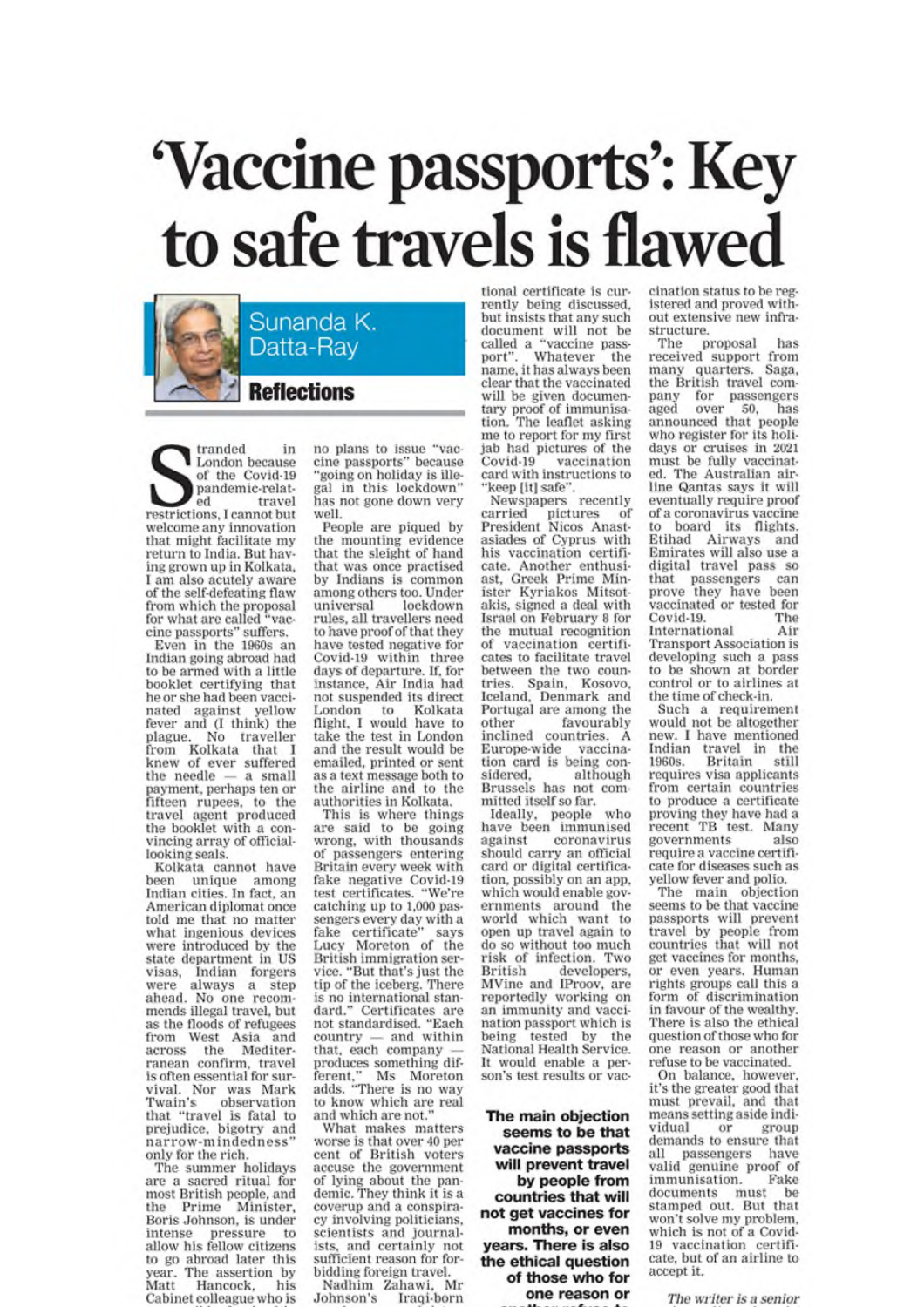# 'Vaccine passports': Key to safe travels is flawed

Sunanda K. Datta-Ray

**Reflections**

Stranded in London because of the Covid-19 pandemic-related travel restrictions, I cannot but welcome any innovation that might facilitate my return to India. But having grown up in Kolkata, I am also acutely aware of the self-defeating flaw from which the proposal for what are called "vaccine passports" suffers.

Even in the 1960s an Indian going abroad had to be armed with a little booklet certifying that he or she had been vaccinated against yellow fever and (I think) the plague. No traveller from Kolkata that I knew of ever suffered the needle — a small payment, perhaps ten or fifteen rupees, to the travel agent produced the booklet with a convincing array of official-looking seals.

Kolkata cannot have been unique among Indian cities. In fact, an American diplomat once told me that no matter what ingenious devices were introduced by the state department in US visas, Indian forgers were always a step ahead. No one recommends illegal travel, but as the floods of refugees from West Asia and across the Mediterranean confirm, travel is often essential for survival. Nor was Mark Twain's observation that "travel is fatal to prejudice, bigotry and narrow-mindedness" only for the rich.

The summer holidays are a sacred ritual for most British people, and the Prime Minister, Boris Johnson, is under intense pressure to allow his fellow citizens to go abroad later this year. The assertion by Matt Hancock, his Cabinet colleague who is responsible for health, that there are no plans to issue "vaccine passports" because "going on holiday is illegal in this lockdown" has not gone down very well.

People are piqued by the mounting evidence that the sleight of hand that was once practised by Indians is common among others too. Under universal lockdown rules, all travellers need to have proof of that they have tested negative for Covid-19 within three days of departure. If, for instance, Air India had not suspended its direct London to Kolkata flight, I would have to take the test in London and the result would be emailed, printed or sent as a text message both to the airline and to the authorities in Kolkata.

This is where things are said to be going wrong, with thousands of passengers entering Britain every week with fake negative Covid-19 test certificates. "We're catching up to 1,000 passengers every day with a fake certificate" says Lucy Moreton of the British immigration service. "But that's just the tip of the iceberg. There is no international standard." Certificates are not standardised. "Each country — and within that, each company — produces something different," Ms Moreton adds. "There is no way to know which are real and which are not."

What makes matters worse is that over 40 per cent of British voters accuse the government of lying about the pandemic. They think it is a coverup and a conspiracy involving politicians, scientists and journalists, and certainly not sufficient reason for forbidding foreign travel.

Nadhim Zahawi, Mr Johnson's Iraqi-born vaccines minister, says an international certificate is currently being discussed, but insists that any such document will not be called a "vaccine passport". Whatever the name, it has always been clear that the vaccinated will be given documentary proof of immunisation. The leaflet asking me to report for my first jab had pictures of the Covid-19 vaccination card with instructions to "keep [it] safe".

Newspapers recently carried pictures of President Nicos Anastasiades of Cyprus with his vaccination certificate. Another enthusiast, Greek Prime Minister Kyriakos Mitsotakis, signed a deal with Israel on February 8 for the mutual recognition of vaccination certificates to facilitate travel between the two countries. Spain, Kosovo, Iceland, Denmark and Portugal are among the other favourably inclined countries. A Europe-wide vaccination card is being considered, although Brussels has not committed itself so far.

Ideally, people who have been immunised against coronavirus should carry an official card or digital certification, possibly on an app, which would enable governments around the world which want to open up travel again to do so without too much risk of infection. Two British developers, MVine and IProov, are reportedly working on an immunity and vaccination passport which is being tested by the National Health Service. It would enable a person's test results or vaccination status to be registered and proved without extensive new infrastructure.

The proposal has received support from many quarters. Saga, the British travel company for passengers aged over 50, has announced that people who register for its holidays or cruises in 2021 must be fully vaccinated. The Australian airline Qantas says it will eventually require proof of a coronavirus vaccine to board its flights. Etihad Airways and Emirates will also use a digital travel pass so that passengers can prove they have been vaccinated or tested for Covid-19. The International Air Transport Association is developing such a pass to be shown at border control or to airlines at the time of check-in.

Such a requirement would not be altogether new. I have mentioned Indian travel in the 1960s. Britain still requires visa applicants from certain countries to produce a certificate proving they have had a recent TB test. Many governments also require a vaccine certificate for diseases such as yellow fever and polio.

The main objection seems to be that vaccine passports will prevent travel by people from countries that will not get vaccines for months, or even years. Human rights groups call this a form of discrimination in favour of the wealthy. There is also the ethical question of those who for one reason or another refuse to be vaccinated.

> **The main objection seems to be that vaccine passports will prevent travel by people from countries that will not get vaccines for months, or even years. There is also the ethical question of those who for one reason or another refuse to be vaccinated**

On balance, however, it's the greater good that must prevail, and that means setting aside individual or group demands to ensure that all passengers have valid genuine proof of immunisation. Fake documents must be stamped out. But that won't solve my problem, which is not of a Covid-19 vaccination certificate, but of an airline to accept it.

*The writer is a senior*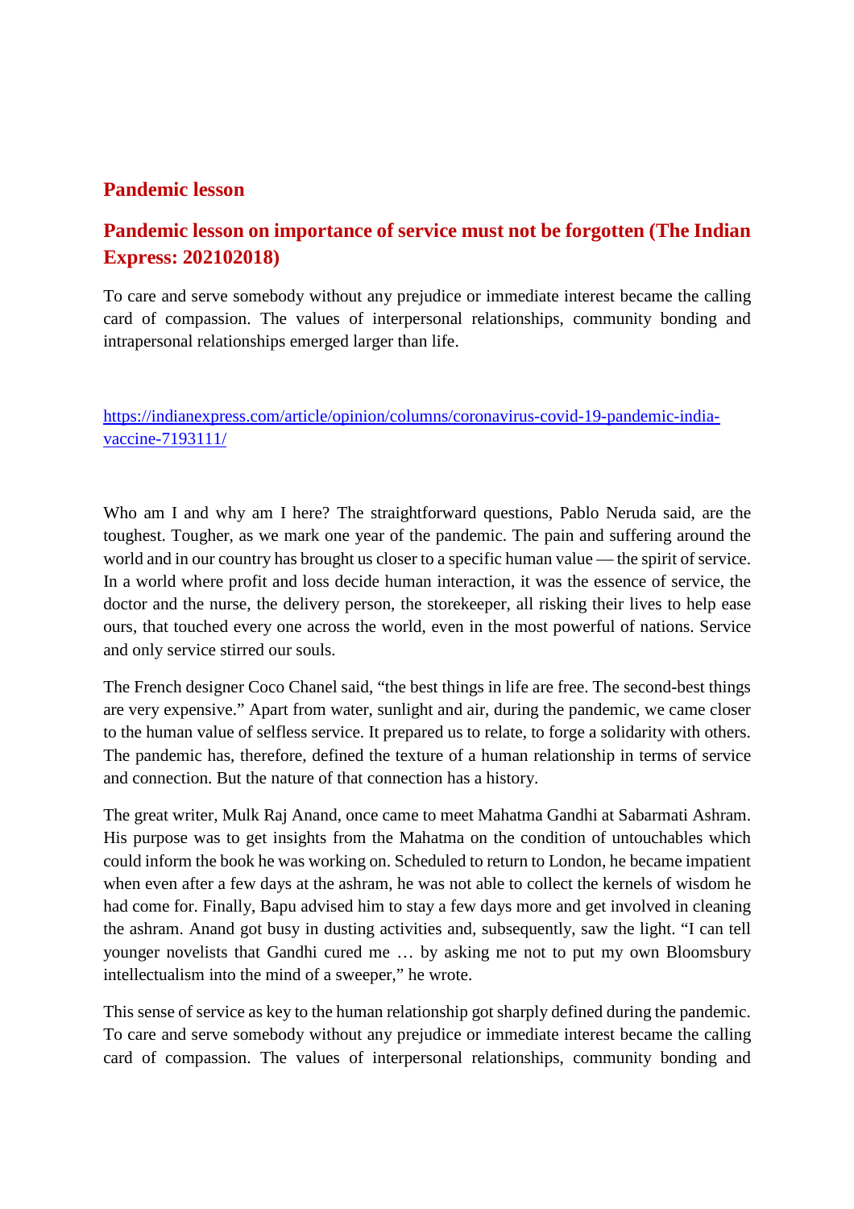## Pandemic lesson

## Pandemic lesson on importance of service must not be forgotten (The Indian Express: 202102018)

To care and serve somebody without any prejudice or immediate interest became the calling card of compassion. The values of interpersonal relationships, community bonding and intrapersonal relationships emerged larger than life.

https://indianexpress.com/article/opinion/columns/coronavirus-covid-19-pandemic-india-vaccine-7193111/

Who am I and why am I here? The straightforward questions, Pablo Neruda said, are the toughest. Tougher, as we mark one year of the pandemic. The pain and suffering around the world and in our country has brought us closer to a specific human value — the spirit of service. In a world where profit and loss decide human interaction, it was the essence of service, the doctor and the nurse, the delivery person, the storekeeper, all risking their lives to help ease ours, that touched every one across the world, even in the most powerful of nations. Service and only service stirred our souls.

The French designer Coco Chanel said, "the best things in life are free. The second-best things are very expensive." Apart from water, sunlight and air, during the pandemic, we came closer to the human value of selfless service. It prepared us to relate, to forge a solidarity with others. The pandemic has, therefore, defined the texture of a human relationship in terms of service and connection. But the nature of that connection has a history.

The great writer, Mulk Raj Anand, once came to meet Mahatma Gandhi at Sabarmati Ashram. His purpose was to get insights from the Mahatma on the condition of untouchables which could inform the book he was working on. Scheduled to return to London, he became impatient when even after a few days at the ashram, he was not able to collect the kernels of wisdom he had come for. Finally, Bapu advised him to stay a few days more and get involved in cleaning the ashram. Anand got busy in dusting activities and, subsequently, saw the light. "I can tell younger novelists that Gandhi cured me … by asking me not to put my own Bloomsbury intellectualism into the mind of a sweeper," he wrote.

This sense of service as key to the human relationship got sharply defined during the pandemic. To care and serve somebody without any prejudice or immediate interest became the calling card of compassion. The values of interpersonal relationships, community bonding and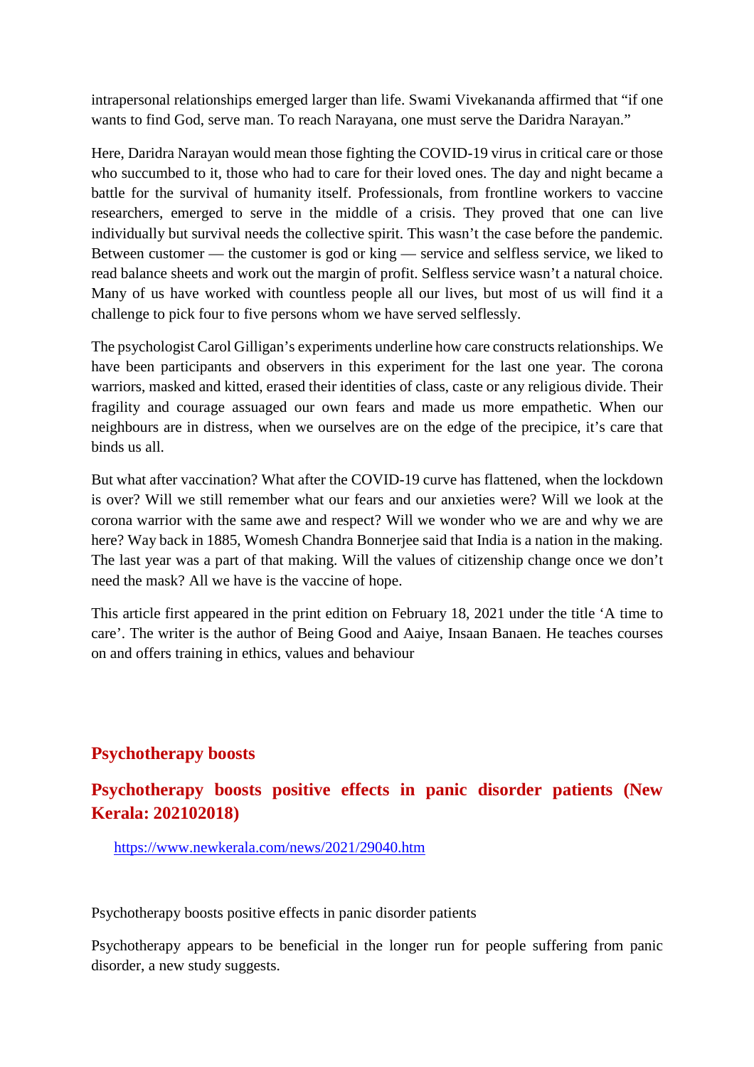intrapersonal relationships emerged larger than life. Swami Vivekananda affirmed that "if one wants to find God, serve man. To reach Narayana, one must serve the Daridra Narayan."

Here, Daridra Narayan would mean those fighting the COVID-19 virus in critical care or those who succumbed to it, those who had to care for their loved ones. The day and night became a battle for the survival of humanity itself. Professionals, from frontline workers to vaccine researchers, emerged to serve in the middle of a crisis. They proved that one can live individually but survival needs the collective spirit. This wasn't the case before the pandemic. Between customer — the customer is god or king — service and selfless service, we liked to read balance sheets and work out the margin of profit. Selfless service wasn't a natural choice. Many of us have worked with countless people all our lives, but most of us will find it a challenge to pick four to five persons whom we have served selflessly.

The psychologist Carol Gilligan's experiments underline how care constructs relationships. We have been participants and observers in this experiment for the last one year. The corona warriors, masked and kitted, erased their identities of class, caste or any religious divide. Their fragility and courage assuaged our own fears and made us more empathetic. When our neighbours are in distress, when we ourselves are on the edge of the precipice, it's care that binds us all.

But what after vaccination? What after the COVID-19 curve has flattened, when the lockdown is over? Will we still remember what our fears and our anxieties were? Will we look at the corona warrior with the same awe and respect? Will we wonder who we are and why we are here? Way back in 1885, Womesh Chandra Bonnerjee said that India is a nation in the making. The last year was a part of that making. Will the values of citizenship change once we don't need the mask? All we have is the vaccine of hope.

This article first appeared in the print edition on February 18, 2021 under the title 'A time to care'. The writer is the author of Being Good and Aaiye, Insaan Banaen. He teaches courses on and offers training in ethics, values and behaviour

## Psychotherapy boosts

## Psychotherapy boosts positive effects in panic disorder patients (New Kerala: 202102018)

https://www.newkerala.com/news/2021/29040.htm

Psychotherapy boosts positive effects in panic disorder patients

Psychotherapy appears to be beneficial in the longer run for people suffering from panic disorder, a new study suggests.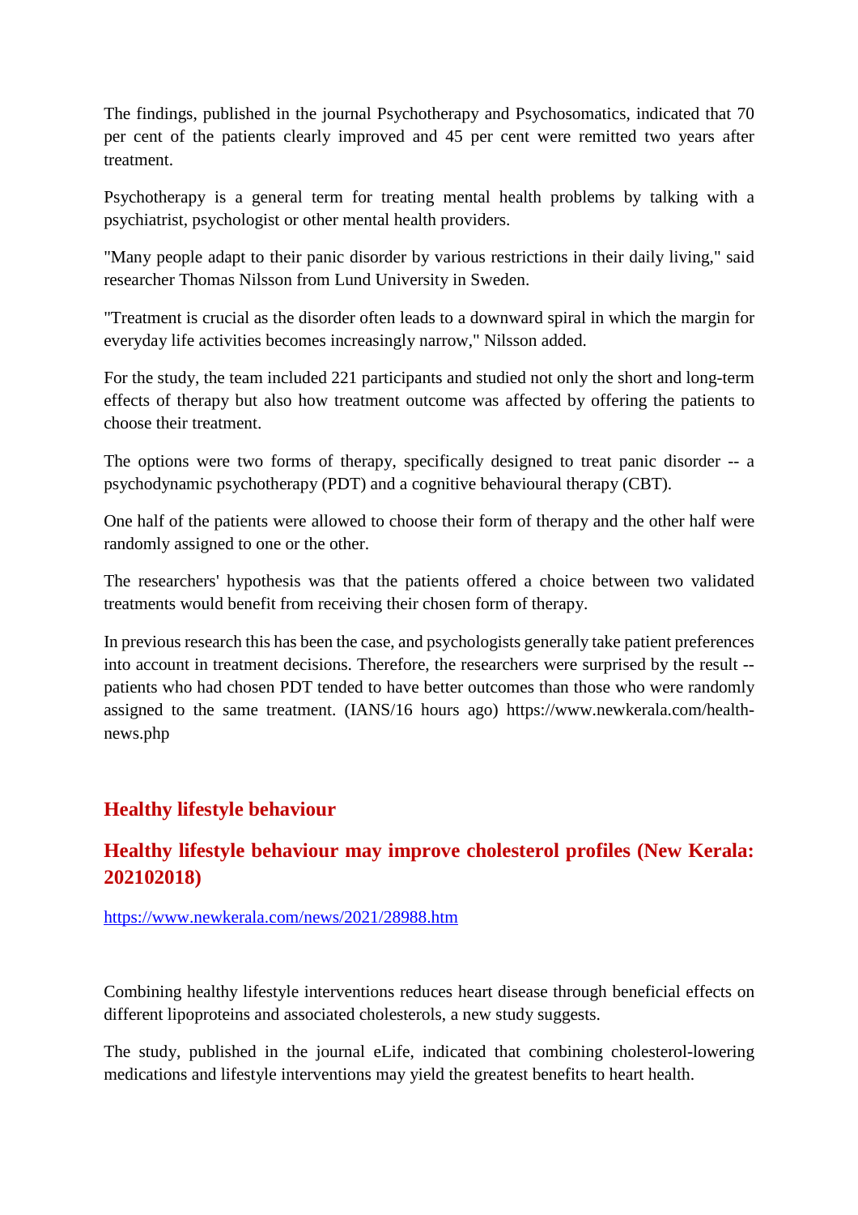The findings, published in the journal Psychotherapy and Psychosomatics, indicated that 70 per cent of the patients clearly improved and 45 per cent were remitted two years after treatment.

Psychotherapy is a general term for treating mental health problems by talking with a psychiatrist, psychologist or other mental health providers.

"Many people adapt to their panic disorder by various restrictions in their daily living," said researcher Thomas Nilsson from Lund University in Sweden.

"Treatment is crucial as the disorder often leads to a downward spiral in which the margin for everyday life activities becomes increasingly narrow," Nilsson added.

For the study, the team included 221 participants and studied not only the short and long-term effects of therapy but also how treatment outcome was affected by offering the patients to choose their treatment.

The options were two forms of therapy, specifically designed to treat panic disorder -- a psychodynamic psychotherapy (PDT) and a cognitive behavioural therapy (CBT).

One half of the patients were allowed to choose their form of therapy and the other half were randomly assigned to one or the other.

The researchers' hypothesis was that the patients offered a choice between two validated treatments would benefit from receiving their chosen form of therapy.

In previous research this has been the case, and psychologists generally take patient preferences into account in treatment decisions. Therefore, the researchers were surprised by the result -- patients who had chosen PDT tended to have better outcomes than those who were randomly assigned to the same treatment. (IANS/16 hours ago) https://www.newkerala.com/health-news.php

## Healthy lifestyle behaviour

## Healthy lifestyle behaviour may improve cholesterol profiles (New Kerala: 202102018)

https://www.newkerala.com/news/2021/28988.htm

Combining healthy lifestyle interventions reduces heart disease through beneficial effects on different lipoproteins and associated cholesterols, a new study suggests.

The study, published in the journal eLife, indicated that combining cholesterol-lowering medications and lifestyle interventions may yield the greatest benefits to heart health.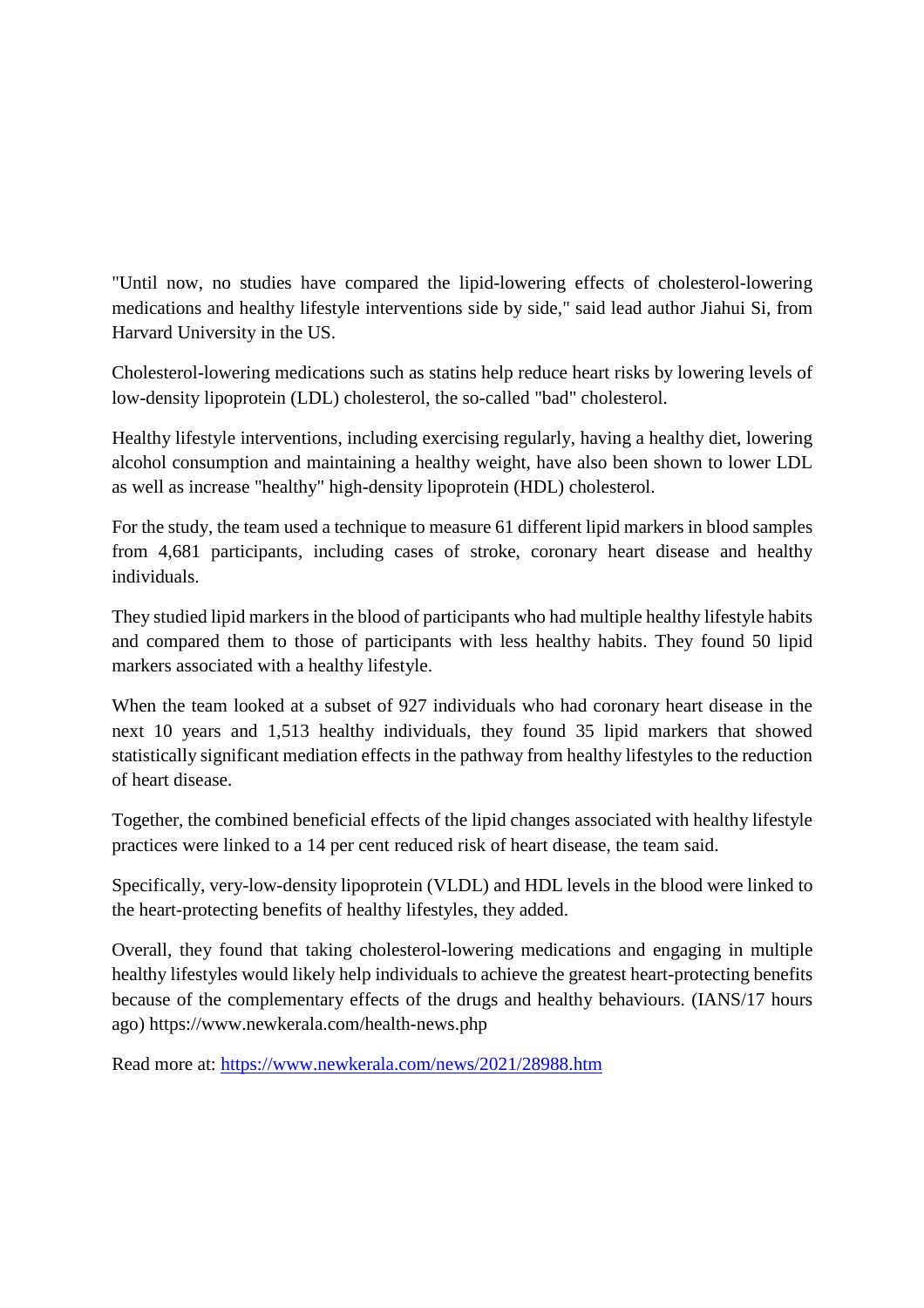"Until now, no studies have compared the lipid-lowering effects of cholesterol-lowering medications and healthy lifestyle interventions side by side," said lead author Jiahui Si, from Harvard University in the US.

Cholesterol-lowering medications such as statins help reduce heart risks by lowering levels of low-density lipoprotein (LDL) cholesterol, the so-called "bad" cholesterol.

Healthy lifestyle interventions, including exercising regularly, having a healthy diet, lowering alcohol consumption and maintaining a healthy weight, have also been shown to lower LDL as well as increase "healthy" high-density lipoprotein (HDL) cholesterol.

For the study, the team used a technique to measure 61 different lipid markers in blood samples from 4,681 participants, including cases of stroke, coronary heart disease and healthy individuals.

They studied lipid markers in the blood of participants who had multiple healthy lifestyle habits and compared them to those of participants with less healthy habits. They found 50 lipid markers associated with a healthy lifestyle.

When the team looked at a subset of 927 individuals who had coronary heart disease in the next 10 years and 1,513 healthy individuals, they found 35 lipid markers that showed statistically significant mediation effects in the pathway from healthy lifestyles to the reduction of heart disease.

Together, the combined beneficial effects of the lipid changes associated with healthy lifestyle practices were linked to a 14 per cent reduced risk of heart disease, the team said.

Specifically, very-low-density lipoprotein (VLDL) and HDL levels in the blood were linked to the heart-protecting benefits of healthy lifestyles, they added.

Overall, they found that taking cholesterol-lowering medications and engaging in multiple healthy lifestyles would likely help individuals to achieve the greatest heart-protecting benefits because of the complementary effects of the drugs and healthy behaviours. (IANS/17 hours ago) https://www.newkerala.com/health-news.php

Read more at: [https://www.newkerala.com/news/2021/28988.htm](https://www.newkerala.com/news/2021/28988.htm)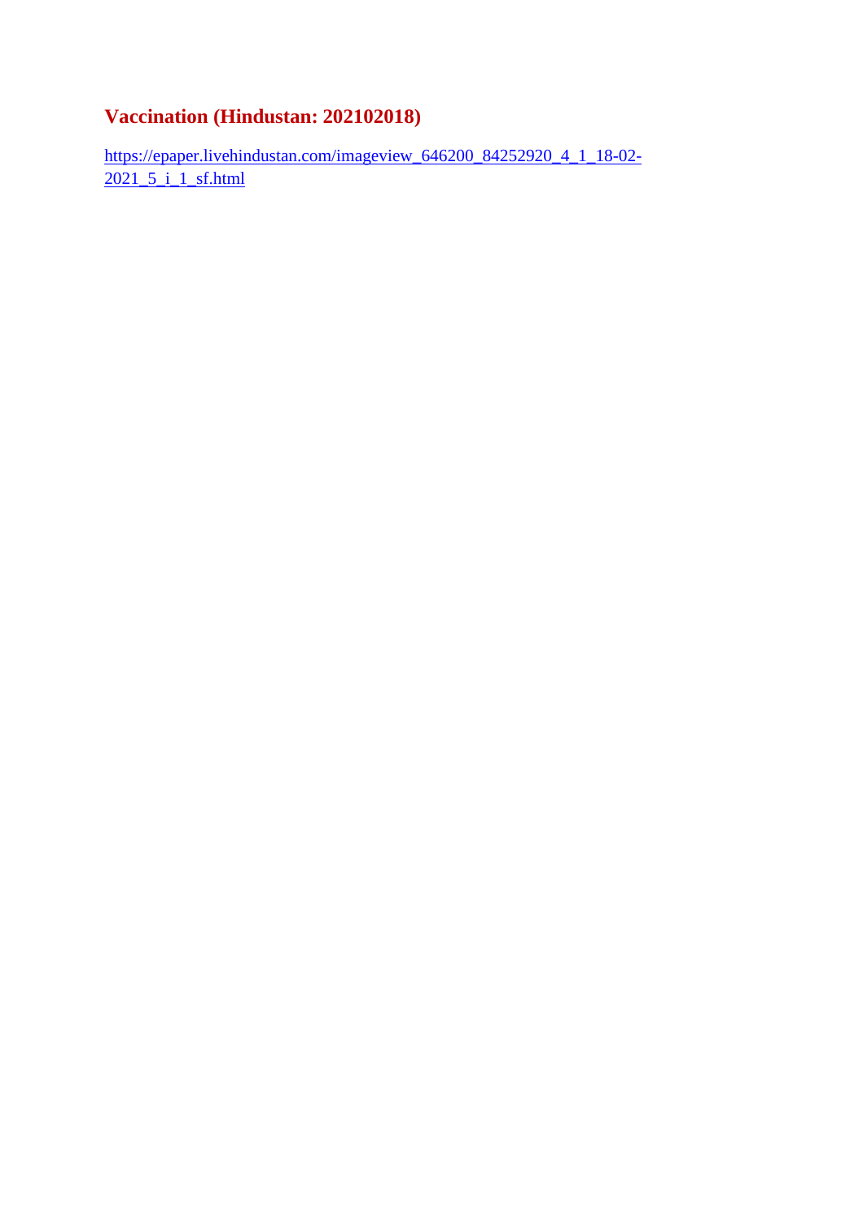## Vaccination (Hindustan: 202102018)

https://epaper.livehindustan.com/imageview_646200_84252920_4_1_18-02-2021_5_i_1_sf.html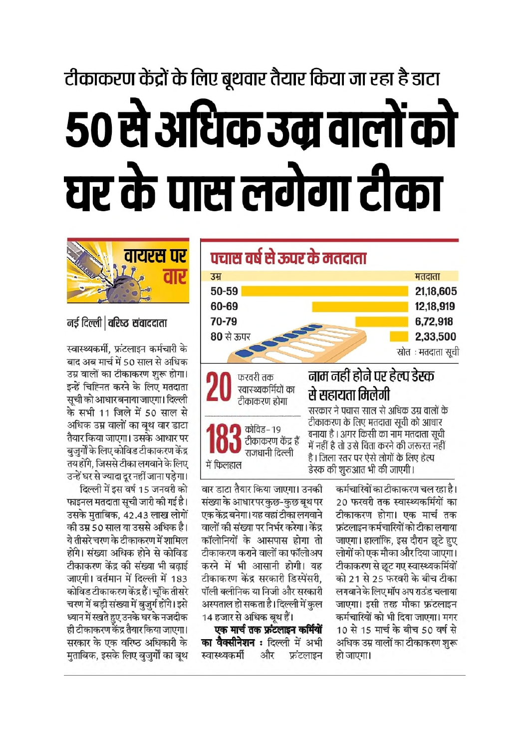### टीकाकरण केंद्रों के लिए बूथवार तैयार किया जा रहा है डाटा

# 50 से अधिक उम्र वालों को घर के पास लगेगा टीका

**वायरस पर वार**

**नई दिल्ली | वरिष्ठ संवाददाता**

स्वास्थ्यकर्मी, फ्रंटलाइन कर्मचारी के बाद अब मार्च में 50 साल से अधिक उम्र वालों का टीकाकरण शुरू होगा। इन्हें चिह्नित करने के लिए मतदाता सूची को आधार बनाया जाएगा। दिल्ली के सभी 11 जिले में 50 साल से अधिक उम्र वालों का बूथ वार डाटा तैयार किया जाएगा। उसके आधार पर बुजुर्गों के लिए कोविड टीकाकरण केंद्र तय होंगे, जिससे टीका लगवाने के लिए उन्हें घर से ज्यादा दूर नहीं जाना पड़ेगा।

दिल्ली में इस वर्ष 15 जनवरी को फाइनल मतदाता सूची जारी की गई है। उसके मुताबिक, 42.43 लाख लोगों की उम्र 50 साल या उससे अधिक है। ये तीसरे चरण के टीकाकरण में शामिल होंगे। संख्या अधिक होने से कोविड टीकाकरण केंद्र की संख्या भी बढ़ाई जाएगी। वर्तमान में दिल्ली में 183 कोविड टीकाकरण केंद्र हैं। चूंकि तीसरे चरण में बड़ी संख्या में बुजुर्ग होंगे। इसे ध्यान में रखते हुए उनके घर के नजदीक ही टीकाकरण केंद्र तैयार किया जाएगा। सरकार के एक वरिष्ठ अधिकारी के मुताबिक, इसके लिए बुजुर्गों का बूथ वार डाटा तैयार किया जाएगा। उनकी संख्या के आधार पर कुछ-कुछ बूथ पर एक केंद्र बनेगा। यह वहां टीका लगवाने वालों की संख्या पर निर्भर करेगा। केंद्र कॉलोनियों के आसपास होगा तो टीकाकरण कराने वालों का फॉलोअप करने में भी आसानी होगी। यह टीकाकरण केंद्र सरकारी डिस्पेंसरी, पॉली क्लीनिक या निजी और सरकारी अस्पताल हो सकता है। दिल्ली में कुल 14 हजार से अधिक बूथ हैं।

**एक मार्च तक फ्रंटलाइन कर्मियों का वैक्सीनेशन :** दिल्ली में अभी स्वास्थ्यकर्मी और फ्रंटलाइन कर्मचारियों का टीकाकरण चल रहा है। 20 फरवरी तक स्वास्थ्यकर्मियों का टीकाकरण होगा। एक मार्च तक फ्रंटलाइन कर्मचारियों को टीका लगाया जाएगा। हालांकि, इस दौरान छूटे हुए लोगों को एक मौका और दिया जाएगा। टीकाकरण से छूट गए स्वास्थ्यकर्मियों को 21 से 25 फरवरी के बीच टीका लगवाने के लिए मॉप अप राउंड चलाया जाएगा। इसी तरह मौका फ्रंटलाइन कर्मचारियों को भी दिया जाएगा। मगर 10 से 15 मार्च के बीच 50 वर्ष से अधिक उम्र वालों का टीकाकरण शुरू हो जाएगा।

**पचास वर्ष से ऊपर के मतदाता**

उम्र — मतदाता

50-59 — 21,18,605

60-69 — 12,18,919

70-79 — 6,72,918

80 से ऊपर — 2,33,500

स्रोत : मतदाता सूची

**20** फरवरी तक स्वास्थ्यकर्मियों का टीकाकरण होगा

**183** कोविड-19 टीकाकरण केंद्र हैं राजधानी दिल्ली में फिलहाल

### नाम नहीं होने पर हेल्प डेस्क से सहायता मिलेगी

सरकार ने पचास साल से अधिक उम्र वालों के टीकाकरण के लिए मतदाता सूची को आधार बनाया है। अगर किसी का नाम मतदाता सूची में नहीं है तो उसे चिंता करने की जरूरत नहीं है। जिला स्तर पर ऐसे लोगों के लिए हेल्प डेस्क की शुरुआत भी की जाएगी।